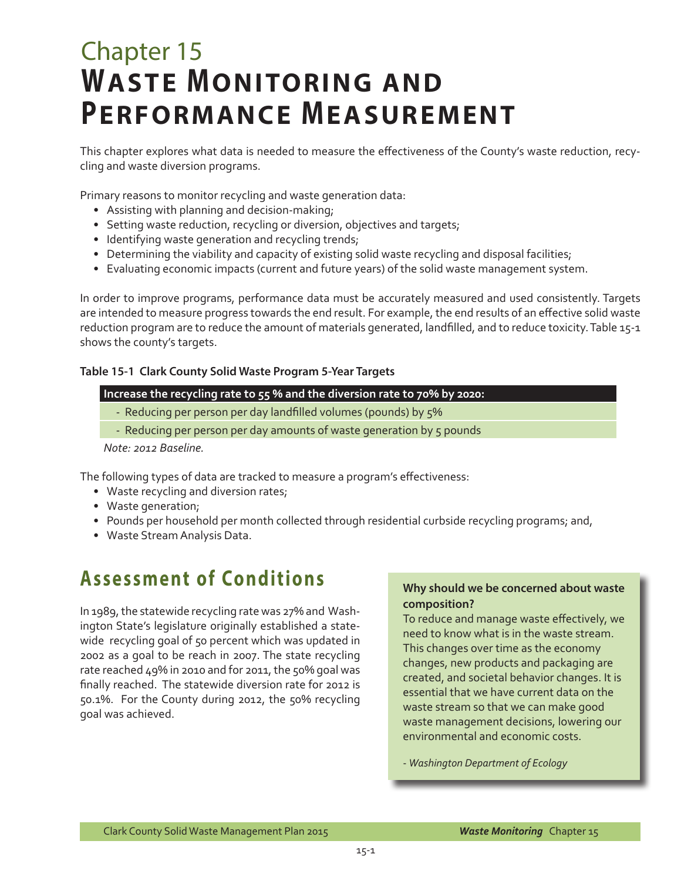# Chapter 15
# Waste Monitoring and Performance Measurement

This chapter explores what data is needed to measure the effectiveness of the County's waste reduction, recycling and waste diversion programs.

Primary reasons to monitor recycling and waste generation data:

- Assisting with planning and decision-making;
- Setting waste reduction, recycling or diversion, objectives and targets;
- Identifying waste generation and recycling trends;
- Determining the viability and capacity of existing solid waste recycling and disposal facilities;
- Evaluating economic impacts (current and future years) of the solid waste management system.

In order to improve programs, performance data must be accurately measured and used consistently. Targets are intended to measure progress towards the end result. For example, the end results of an effective solid waste reduction program are to reduce the amount of materials generated, landfilled, and to reduce toxicity. Table 15-1 shows the county's targets.

**Table 15-1 Clark County Solid Waste Program 5-Year Targets**

| Increase the recycling rate to 55 % and the diversion rate to 70% by 2020: |
|---|
| - Reducing per person per day landfilled volumes (pounds) by 5% |
| - Reducing per person per day amounts of waste generation by 5 pounds |

*Note: 2012 Baseline.*

The following types of data are tracked to measure a program's effectiveness:

- Waste recycling and diversion rates;
- Waste generation;
- Pounds per household per month collected through residential curbside recycling programs; and,
- Waste Stream Analysis Data.

## Assessment of Conditions

In 1989, the statewide recycling rate was 27% and Washington State's legislature originally established a statewide recycling goal of 50 percent which was updated in 2002 as a goal to be reach in 2007. The state recycling rate reached 49% in 2010 and for 2011, the 50% goal was finally reached. The statewide diversion rate for 2012 is 50.1%. For the County during 2012, the 50% recycling goal was achieved.

**Why should we be concerned about waste composition?**

To reduce and manage waste effectively, we need to know what is in the waste stream. This changes over time as the economy changes, new products and packaging are created, and societal behavior changes. It is essential that we have current data on the waste stream so that we can make good waste management decisions, lowering our environmental and economic costs.

*- Washington Department of Ecology*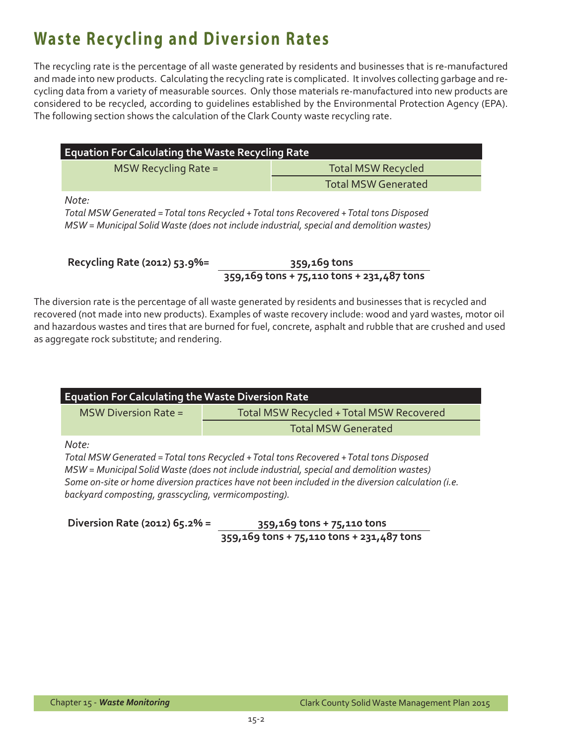# Waste Recycling and Diversion Rates

The recycling rate is the percentage of all waste generated by residents and businesses that is re-manufactured and made into new products. Calculating the recycling rate is complicated. It involves collecting garbage and recycling data from a variety of measurable sources. Only those materials re-manufactured into new products are considered to be recycled, according to guidelines established by the Environmental Protection Agency (EPA). The following section shows the calculation of the Clark County waste recycling rate.

| Equation For Calculating the Waste Recycling Rate | |
|---|---|
| MSW Recycling Rate = | Total MSW Recycled / Total MSW Generated |

*Note:*
*Total MSW Generated = Total tons Recycled + Total tons Recovered + Total tons Disposed*
*MSW = Municipal Solid Waste (does not include industrial, special and demolition wastes)*

$$\textbf{Recycling Rate (2012) 53.9\%} = \frac{\textbf{359,169 tons}}{\textbf{359,169 tons + 75,110 tons + 231,487 tons}}$$

The diversion rate is the percentage of all waste generated by residents and businesses that is recycled and recovered (not made into new products). Examples of waste recovery include: wood and yard wastes, motor oil and hazardous wastes and tires that are burned for fuel, concrete, asphalt and rubble that are crushed and used as aggregate rock substitute; and rendering.

| Equation For Calculating the Waste Diversion Rate | |
|---|---|
| MSW Diversion Rate = | Total MSW Recycled + Total MSW Recovered / Total MSW Generated |

*Note:*
*Total MSW Generated = Total tons Recycled + Total tons Recovered + Total tons Disposed*
*MSW = Municipal Solid Waste (does not include industrial, special and demolition wastes)*
*Some on-site or home diversion practices have not been included in the diversion calculation (i.e. backyard composting, grasscycling, vermicomposting).*

$$\textbf{Diversion Rate (2012) 65.2\%} = \frac{\textbf{359,169 tons + 75,110 tons}}{\textbf{359,169 tons + 75,110 tons + 231,487 tons}}$$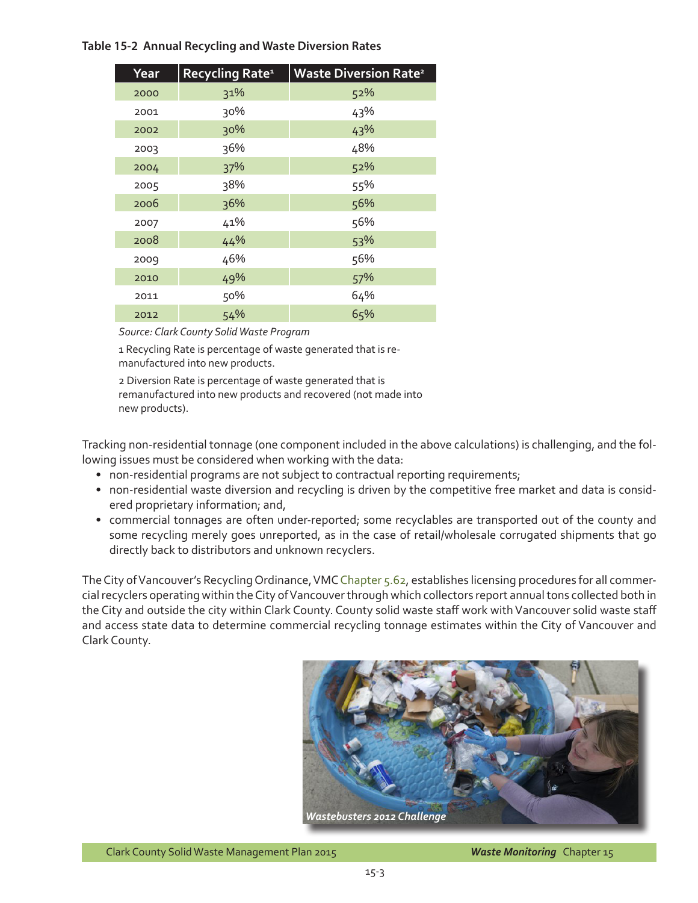**Table 15-2 Annual Recycling and Waste Diversion Rates**

| Year | Recycling Rate[1] | Waste Diversion Rate[2] |
|---|---|---|
| 2000 | 31% | 52% |
| 2001 | 30% | 43% |
| 2002 | 30% | 43% |
| 2003 | 36% | 48% |
| 2004 | 37% | 52% |
| 2005 | 38% | 55% |
| 2006 | 36% | 56% |
| 2007 | 41% | 56% |
| 2008 | 44% | 53% |
| 2009 | 46% | 56% |
| 2010 | 49% | 57% |
| 2011 | 50% | 64% |
| 2012 | 54% | 65% |

*Source: Clark County Solid Waste Program*

1 Recycling Rate is percentage of waste generated that is re-manufactured into new products.

2 Diversion Rate is percentage of waste generated that is remanufactured into new products and recovered (not made into new products).

Tracking non-residential tonnage (one component included in the above calculations) is challenging, and the following issues must be considered when working with the data:

- non-residential programs are not subject to contractual reporting requirements;
- non-residential waste diversion and recycling is driven by the competitive free market and data is considered proprietary information; and,
- commercial tonnages are often under-reported; some recyclables are transported out of the county and some recycling merely goes unreported, as in the case of retail/wholesale corrugated shipments that go directly back to distributors and unknown recyclers.

The City of Vancouver's Recycling Ordinance, VMC Chapter 5.62, establishes licensing procedures for all commercial recyclers operating within the City of Vancouver through which collectors report annual tons collected both in the City and outside the city within Clark County. County solid waste staff work with Vancouver solid waste staff and access state data to determine commercial recycling tonnage estimates within the City of Vancouver and Clark County.

*Wastebusters 2012 Challenge*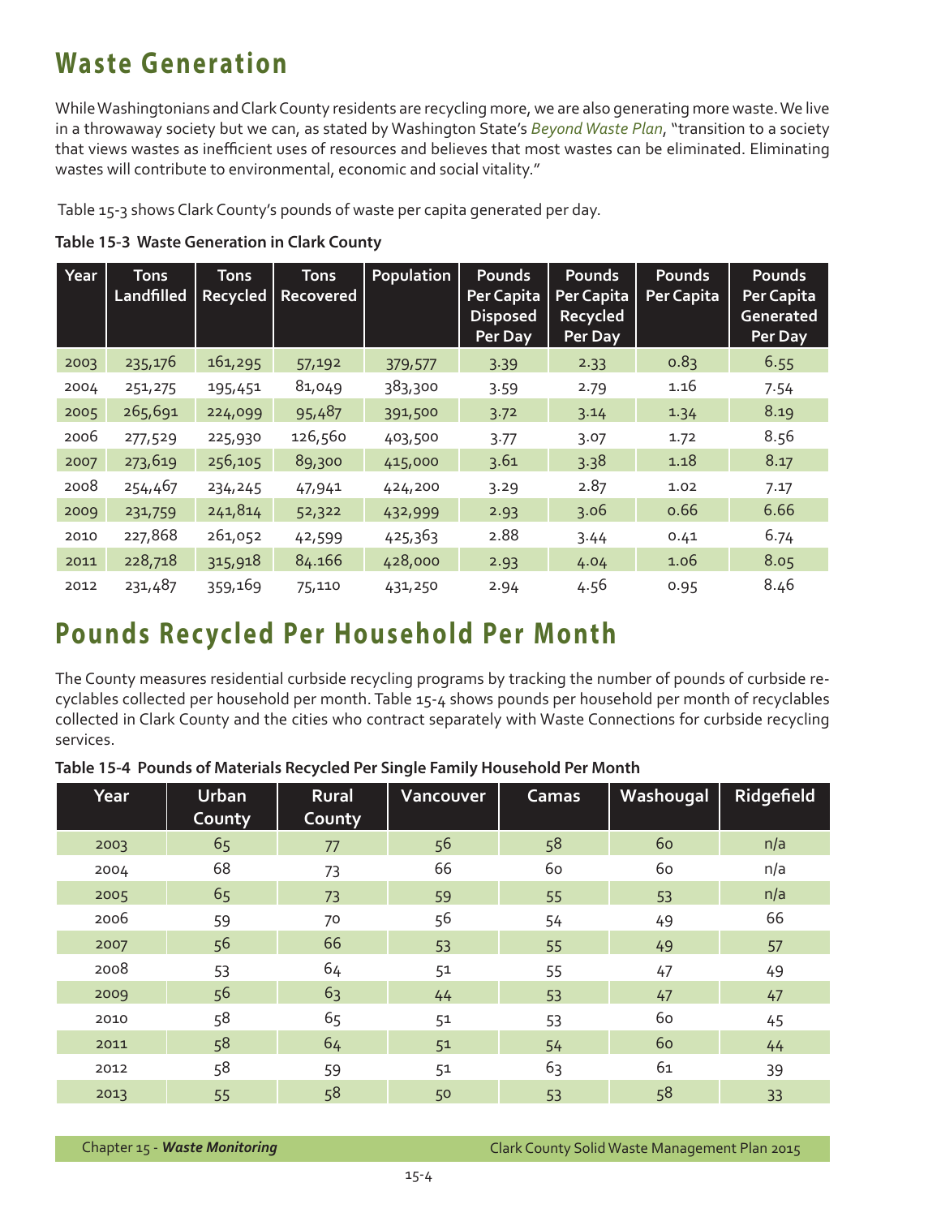## Waste Generation

While Washingtonians and Clark County residents are recycling more, we are also generating more waste. We live in a throwaway society but we can, as stated by Washington State's *Beyond Waste Plan*, "transition to a society that views wastes as inefficient uses of resources and believes that most wastes can be eliminated. Eliminating wastes will contribute to environmental, economic and social vitality."

Table 15-3 shows Clark County's pounds of waste per capita generated per day.

**Table 15-3 Waste Generation in Clark County**

| Year | Tons Landfilled | Tons Recycled | Tons Recovered | Population | Pounds Per Capita Disposed Per Day | Pounds Per Capita Recycled Per Day | Pounds Per Capita | Pounds Per Capita Generated Per Day |
|---|---|---|---|---|---|---|---|---|
| 2003 | 235,176 | 161,295 | 57,192 | 379,577 | 3.39 | 2.33 | 0.83 | 6.55 |
| 2004 | 251,275 | 195,451 | 81,049 | 383,300 | 3.59 | 2.79 | 1.16 | 7.54 |
| 2005 | 265,691 | 224,099 | 95,487 | 391,500 | 3.72 | 3.14 | 1.34 | 8.19 |
| 2006 | 277,529 | 225,930 | 126,560 | 403,500 | 3.77 | 3.07 | 1.72 | 8.56 |
| 2007 | 273,619 | 256,105 | 89,300 | 415,000 | 3.61 | 3.38 | 1.18 | 8.17 |
| 2008 | 254,467 | 234,245 | 47,941 | 424,200 | 3.29 | 2.87 | 1.02 | 7.17 |
| 2009 | 231,759 | 241,814 | 52,322 | 432,999 | 2.93 | 3.06 | 0.66 | 6.66 |
| 2010 | 227,868 | 261,052 | 42,599 | 425,363 | 2.88 | 3.44 | 0.41 | 6.74 |
| 2011 | 228,718 | 315,918 | 84.166 | 428,000 | 2.93 | 4.04 | 1.06 | 8.05 |
| 2012 | 231,487 | 359,169 | 75,110 | 431,250 | 2.94 | 4.56 | 0.95 | 8.46 |

## Pounds Recycled Per Household Per Month

The County measures residential curbside recycling programs by tracking the number of pounds of curbside recyclables collected per household per month. Table 15-4 shows pounds per household per month of recyclables collected in Clark County and the cities who contract separately with Waste Connections for curbside recycling services.

**Table 15-4 Pounds of Materials Recycled Per Single Family Household Per Month**

| Year | Urban County | Rural County | Vancouver | Camas | Washougal | Ridgefield |
|---|---|---|---|---|---|---|
| 2003 | 65 | 77 | 56 | 58 | 60 | n/a |
| 2004 | 68 | 73 | 66 | 60 | 60 | n/a |
| 2005 | 65 | 73 | 59 | 55 | 53 | n/a |
| 2006 | 59 | 70 | 56 | 54 | 49 | 66 |
| 2007 | 56 | 66 | 53 | 55 | 49 | 57 |
| 2008 | 53 | 64 | 51 | 55 | 47 | 49 |
| 2009 | 56 | 63 | 44 | 53 | 47 | 47 |
| 2010 | 58 | 65 | 51 | 53 | 60 | 45 |
| 2011 | 58 | 64 | 51 | 54 | 60 | 44 |
| 2012 | 58 | 59 | 51 | 63 | 61 | 39 |
| 2013 | 55 | 58 | 50 | 53 | 58 | 33 |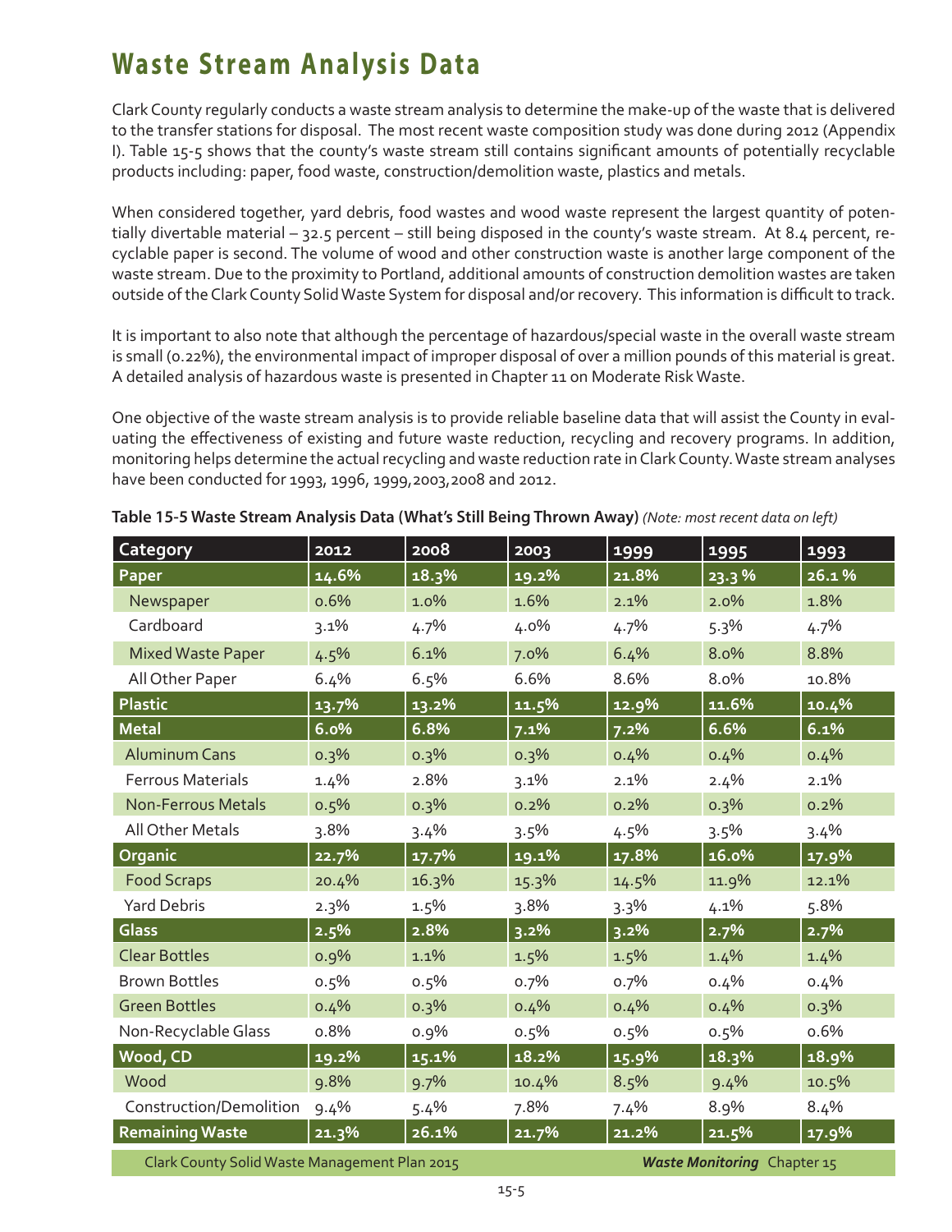# Waste Stream Analysis Data

Clark County regularly conducts a waste stream analysis to determine the make-up of the waste that is delivered to the transfer stations for disposal. The most recent waste composition study was done during 2012 (Appendix I). Table 15-5 shows that the county's waste stream still contains significant amounts of potentially recyclable products including: paper, food waste, construction/demolition waste, plastics and metals.

When considered together, yard debris, food wastes and wood waste represent the largest quantity of potentially divertable material – 32.5 percent – still being disposed in the county's waste stream. At 8.4 percent, recyclable paper is second. The volume of wood and other construction waste is another large component of the waste stream. Due to the proximity to Portland, additional amounts of construction demolition wastes are taken outside of the Clark County Solid Waste System for disposal and/or recovery. This information is difficult to track.

It is important to also note that although the percentage of hazardous/special waste in the overall waste stream is small (0.22%), the environmental impact of improper disposal of over a million pounds of this material is great. A detailed analysis of hazardous waste is presented in Chapter 11 on Moderate Risk Waste.

One objective of the waste stream analysis is to provide reliable baseline data that will assist the County in evaluating the effectiveness of existing and future waste reduction, recycling and recovery programs. In addition, monitoring helps determine the actual recycling and waste reduction rate in Clark County. Waste stream analyses have been conducted for 1993, 1996, 1999,2003,2008 and 2012.

**Table 15-5 Waste Stream Analysis Data (What's Still Being Thrown Away)** *(Note: most recent data on left)*

| Category | 2012 | 2008 | 2003 | 1999 | 1995 | 1993 |
|---|---|---|---|---|---|---|
| **Paper** | **14.6%** | **18.3%** | **19.2%** | **21.8%** | **23.3 %** | **26.1 %** |
| Newspaper | 0.6% | 1.0% | 1.6% | 2.1% | 2.0% | 1.8% |
| Cardboard | 3.1% | 4.7% | 4.0% | 4.7% | 5.3% | 4.7% |
| Mixed Waste Paper | 4.5% | 6.1% | 7.0% | 6.4% | 8.0% | 8.8% |
| All Other Paper | 6.4% | 6.5% | 6.6% | 8.6% | 8.0% | 10.8% |
| **Plastic** | **13.7%** | **13.2%** | **11.5%** | **12.9%** | **11.6%** | **10.4%** |
| **Metal** | **6.0%** | **6.8%** | **7.1%** | **7.2%** | **6.6%** | **6.1%** |
| Aluminum Cans | 0.3% | 0.3% | 0.3% | 0.4% | 0.4% | 0.4% |
| Ferrous Materials | 1.4% | 2.8% | 3.1% | 2.1% | 2.4% | 2.1% |
| Non-Ferrous Metals | 0.5% | 0.3% | 0.2% | 0.2% | 0.3% | 0.2% |
| All Other Metals | 3.8% | 3.4% | 3.5% | 4.5% | 3.5% | 3.4% |
| **Organic** | **22.7%** | **17.7%** | **19.1%** | **17.8%** | **16.0%** | **17.9%** |
| Food Scraps | 20.4% | 16.3% | 15.3% | 14.5% | 11.9% | 12.1% |
| Yard Debris | 2.3% | 1.5% | 3.8% | 3.3% | 4.1% | 5.8% |
| **Glass** | **2.5%** | **2.8%** | **3.2%** | **3.2%** | **2.7%** | **2.7%** |
| Clear Bottles | 0.9% | 1.1% | 1.5% | 1.5% | 1.4% | 1.4% |
| Brown Bottles | 0.5% | 0.5% | 0.7% | 0.7% | 0.4% | 0.4% |
| Green Bottles | 0.4% | 0.3% | 0.4% | 0.4% | 0.4% | 0.3% |
| Non-Recyclable Glass | 0.8% | 0.9% | 0.5% | 0.5% | 0.5% | 0.6% |
| **Wood, CD** | **19.2%** | **15.1%** | **18.2%** | **15.9%** | **18.3%** | **18.9%** |
| Wood | 9.8% | 9.7% | 10.4% | 8.5% | 9.4% | 10.5% |
| Construction/Demolition | 9.4% | 5.4% | 7.8% | 7.4% | 8.9% | 8.4% |
| **Remaining Waste** | **21.3%** | **26.1%** | **21.7%** | **21.2%** | **21.5%** | **17.9%** |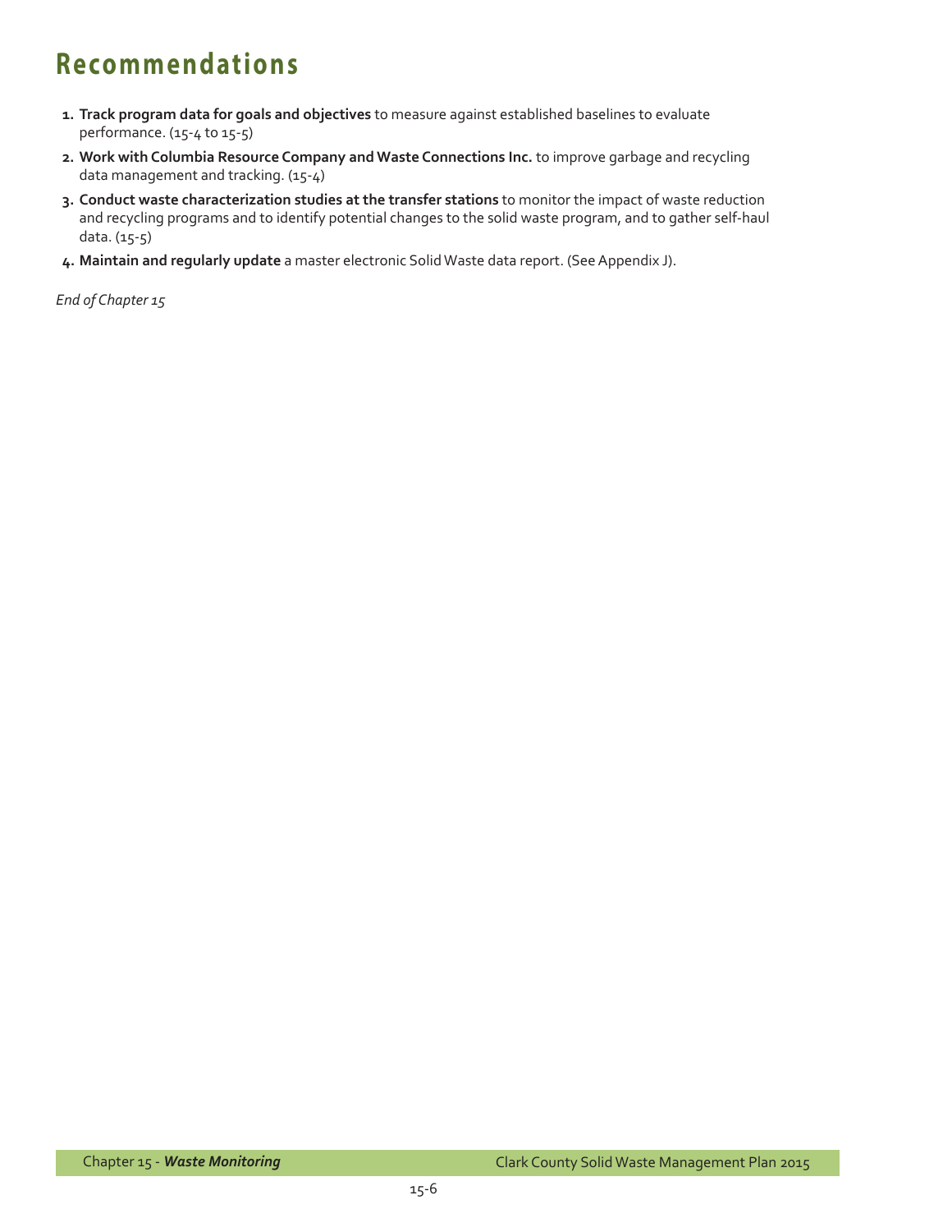# Recommendations

1. **Track program data for goals and objectives** to measure against established baselines to evaluate performance. (15-4 to 15-5)
2. **Work with Columbia Resource Company and Waste Connections Inc.** to improve garbage and recycling data management and tracking. (15-4)
3. **Conduct waste characterization studies at the transfer stations** to monitor the impact of waste reduction and recycling programs and to identify potential changes to the solid waste program, and to gather self-haul data. (15-5)
4. **Maintain and regularly update** a master electronic Solid Waste data report. (See Appendix J).

*End of Chapter 15*